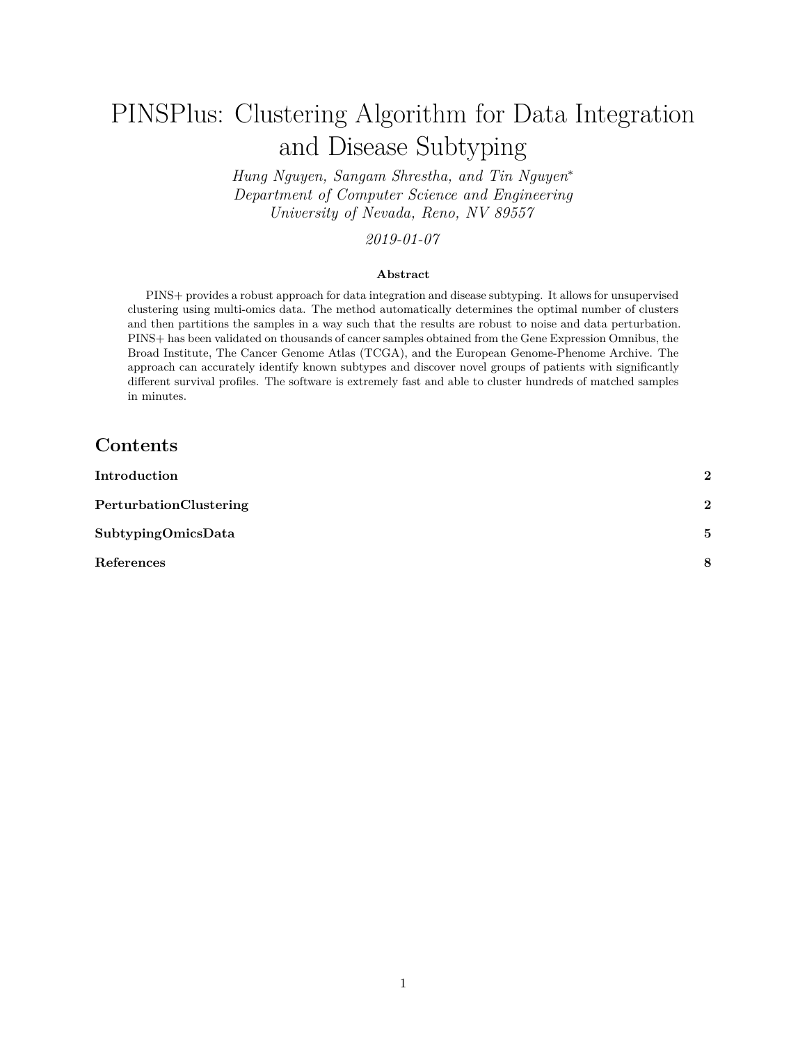# PINSPlus: Clustering Algorithm for Data Integration and Disease Subtyping

*Hung Nguyen, Sangam Shrestha, and Tin Nguyen*\*
*Department of Computer Science and Engineering*
*University of Nevada, Reno, NV 89557*

*2019-01-07*

**Abstract**

PINS+ provides a robust approach for data integration and disease subtyping. It allows for unsupervised clustering using multi-omics data. The method automatically determines the optimal number of clusters and then partitions the samples in a way such that the results are robust to noise and data perturbation. PINS+ has been validated on thousands of cancer samples obtained from the Gene Expression Omnibus, the Broad Institute, The Cancer Genome Atlas (TCGA), and the European Genome-Phenome Archive. The approach can accurately identify known subtypes and discover novel groups of patients with significantly different survival profiles. The software is extremely fast and able to cluster hundreds of matched samples in minutes.

## Contents

| | |
|---|---|
| **Introduction** | **2** |
| **PerturbationClustering** | **2** |
| **SubtypingOmicsData** | **5** |
| **References** | **8** |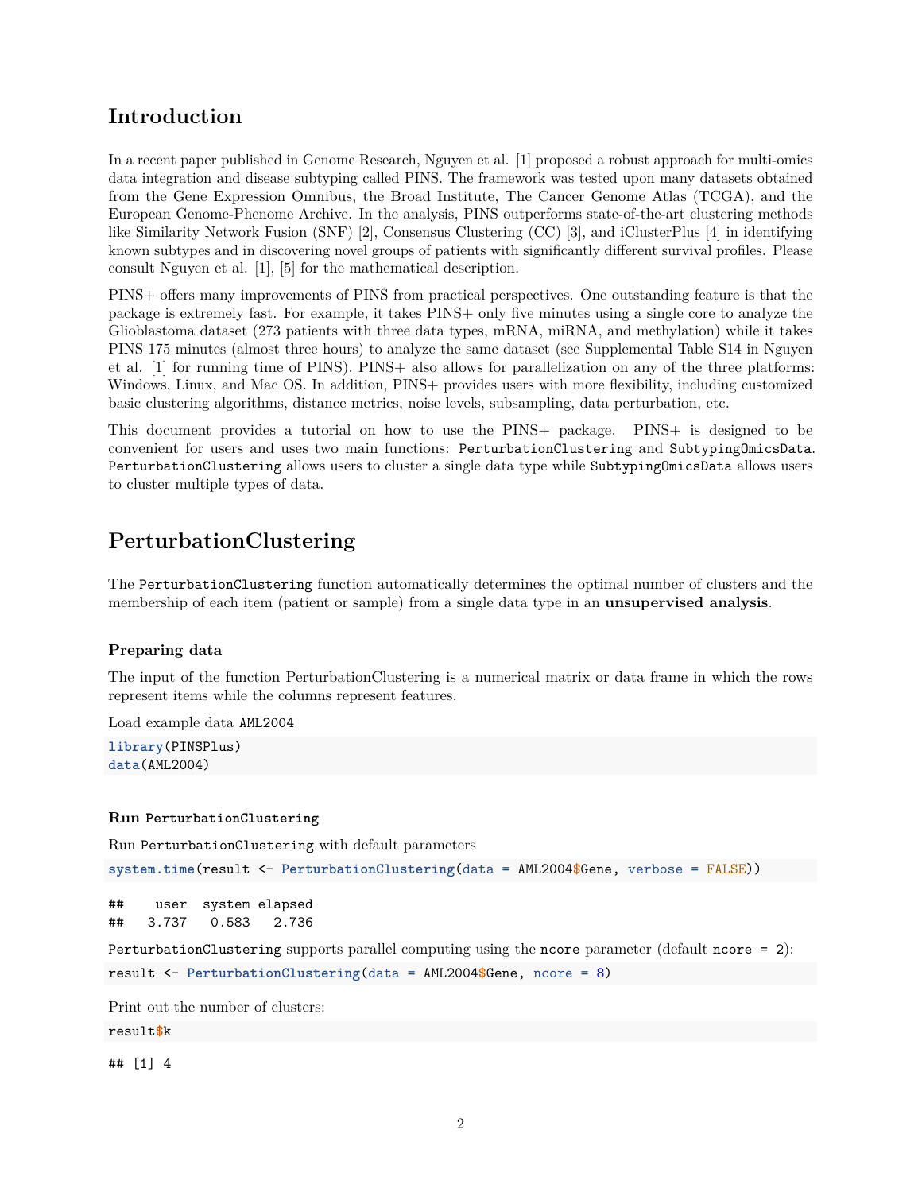# Introduction

In a recent paper published in Genome Research, Nguyen et al. [1] proposed a robust approach for multi-omics data integration and disease subtyping called PINS. The framework was tested upon many datasets obtained from the Gene Expression Omnibus, the Broad Institute, The Cancer Genome Atlas (TCGA), and the European Genome-Phenome Archive. In the analysis, PINS outperforms state-of-the-art clustering methods like Similarity Network Fusion (SNF) [2], Consensus Clustering (CC) [3], and iClusterPlus [4] in identifying known subtypes and in discovering novel groups of patients with significantly different survival profiles. Please consult Nguyen et al. [1], [5] for the mathematical description.

PINS+ offers many improvements of PINS from practical perspectives. One outstanding feature is that the package is extremely fast. For example, it takes PINS+ only five minutes using a single core to analyze the Glioblastoma dataset (273 patients with three data types, mRNA, miRNA, and methylation) while it takes PINS 175 minutes (almost three hours) to analyze the same dataset (see Supplemental Table S14 in Nguyen et al. [1] for running time of PINS). PINS+ also allows for parallelization on any of the three platforms: Windows, Linux, and Mac OS. In addition, PINS+ provides users with more flexibility, including customized basic clustering algorithms, distance metrics, noise levels, subsampling, data perturbation, etc.

This document provides a tutorial on how to use the PINS+ package. PINS+ is designed to be convenient for users and uses two main functions: `PerturbationClustering` and `SubtypingOmicsData`. `PerturbationClustering` allows users to cluster a single data type while `SubtypingOmicsData` allows users to cluster multiple types of data.

# PerturbationClustering

The `PerturbationClustering` function automatically determines the optimal number of clusters and the membership of each item (patient or sample) from a single data type in an **unsupervised analysis**.

### Preparing data

The input of the function PerturbationClustering is a numerical matrix or data frame in which the rows represent items while the columns represent features.

Load example data `AML2004`

```
library(PINSPlus)
data(AML2004)
```

### Run `PerturbationClustering`

Run `PerturbationClustering` with default parameters

```
system.time(result <- PerturbationClustering(data = AML2004$Gene, verbose = FALSE))
```

```
##    user  system elapsed
##   3.737   0.583   2.736
```

`PerturbationClustering` supports parallel computing using the `ncore` parameter (default `ncore = 2`):

```
result <- PerturbationClustering(data = AML2004$Gene, ncore = 8)
```

Print out the number of clusters:

```
result$k
```

```
## [1] 4
```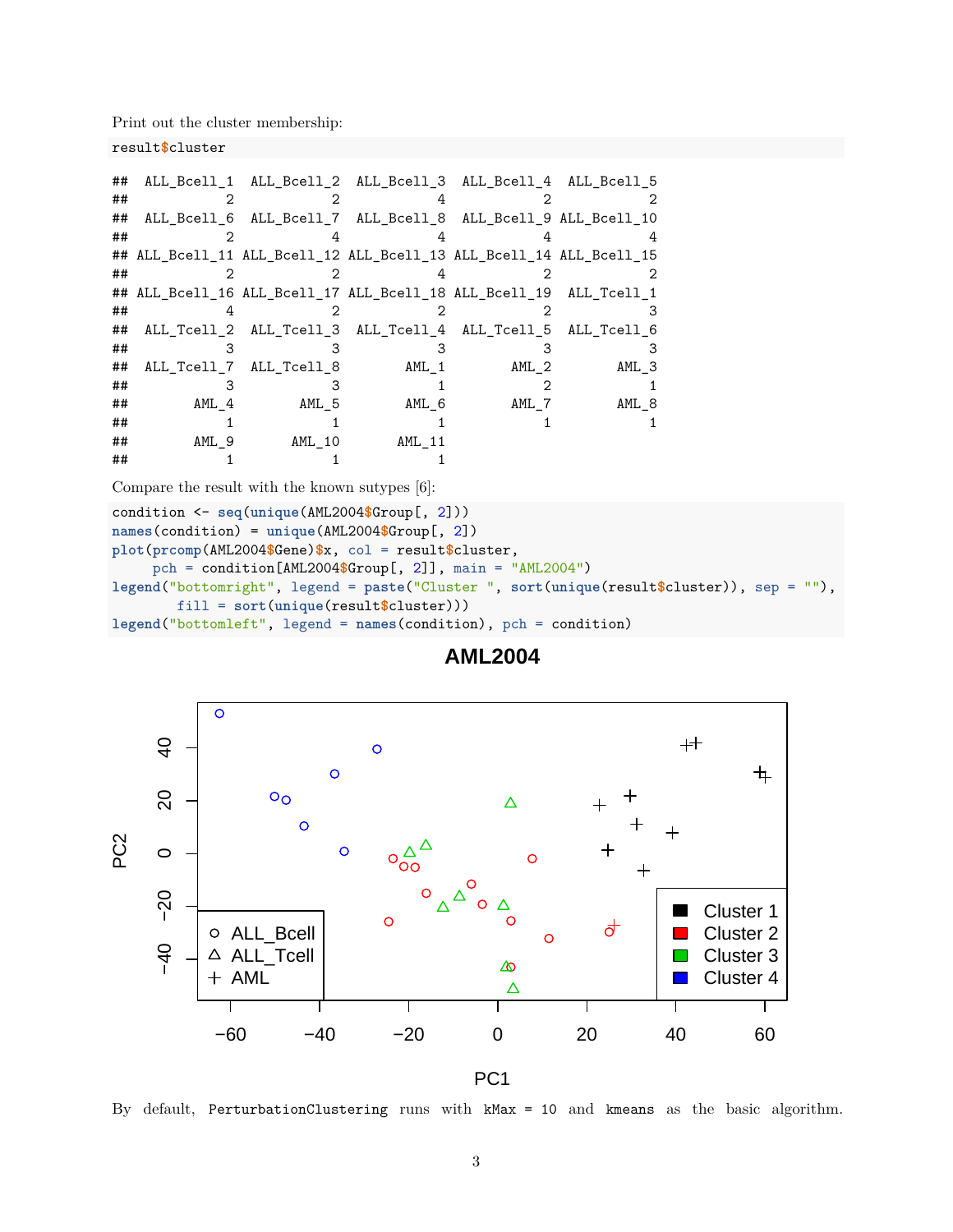Print out the cluster membership:

```
result$cluster
```

```
##  ALL_Bcell_1  ALL_Bcell_2  ALL_Bcell_3  ALL_Bcell_4  ALL_Bcell_5
##            2            2            4            2            2
##  ALL_Bcell_6  ALL_Bcell_7  ALL_Bcell_8  ALL_Bcell_9 ALL_Bcell_10
##            2            4            4            4            4
## ALL_Bcell_11 ALL_Bcell_12 ALL_Bcell_13 ALL_Bcell_14 ALL_Bcell_15
##            2            2            4            2            2
## ALL_Bcell_16 ALL_Bcell_17 ALL_Bcell_18 ALL_Bcell_19  ALL_Tcell_1
##            4            2            2            2            3
##  ALL_Tcell_2  ALL_Tcell_3  ALL_Tcell_4  ALL_Tcell_5  ALL_Tcell_6
##            3            3            3            3            3
##  ALL_Tcell_7  ALL_Tcell_8        AML_1        AML_2        AML_3
##            3            3            1            2            1
##        AML_4        AML_5        AML_6        AML_7        AML_8
##            1            1            1            1            1
##        AML_9       AML_10       AML_11
##            1            1            1
```

Compare the result with the known sutypes [6]:

```
condition <- seq(unique(AML2004$Group[, 2]))
names(condition) = unique(AML2004$Group[, 2])
plot(prcomp(AML2004$Gene)$x, col = result$cluster,
     pch = condition[AML2004$Group[, 2]], main = "AML2004")
legend("bottomright", legend = paste("Cluster ", sort(unique(result$cluster)), sep = ""),
       fill = sort(unique(result$cluster)))
legend("bottomleft", legend = names(condition), pch = condition)
```

By default, `PerturbationClustering` runs with `kMax = 10` and `kmeans` as the basic algorithm.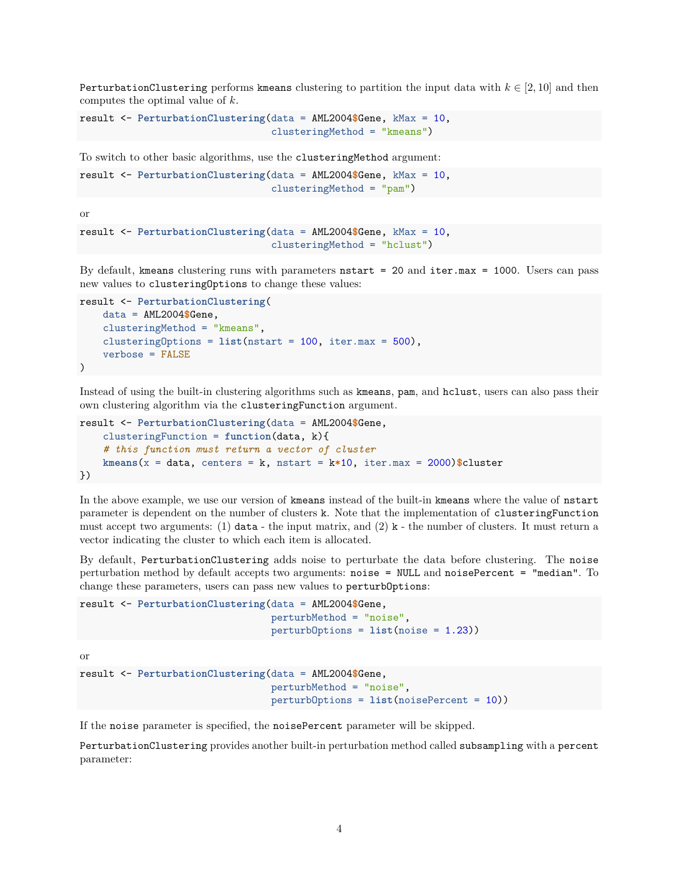`PerturbationClustering` performs `kmeans` clustering to partition the input data with $k \in [2, 10]$ and then computes the optimal value of $k$.

```
result <- PerturbationClustering(data = AML2004$Gene, kMax = 10,
                                 clusteringMethod = "kmeans")
```

To switch to other basic algorithms, use the `clusteringMethod` argument:

```
result <- PerturbationClustering(data = AML2004$Gene, kMax = 10,
                                 clusteringMethod = "pam")
```

or

```
result <- PerturbationClustering(data = AML2004$Gene, kMax = 10,
                                 clusteringMethod = "hclust")
```

By default, `kmeans` clustering runs with parameters `nstart = 20` and `iter.max = 1000`. Users can pass new values to `clusteringOptions` to change these values:

```
result <- PerturbationClustering(
    data = AML2004$Gene,
    clusteringMethod = "kmeans",
    clusteringOptions = list(nstart = 100, iter.max = 500),
    verbose = FALSE
)
```

Instead of using the built-in clustering algorithms such as `kmeans`, `pam`, and `hclust`, users can also pass their own clustering algorithm via the `clusteringFunction` argument.

```
result <- PerturbationClustering(data = AML2004$Gene,
    clusteringFunction = function(data, k){
    # this function must return a vector of cluster
    kmeans(x = data, centers = k, nstart = k*10, iter.max = 2000)$cluster
})
```

In the above example, we use our version of `kmeans` instead of the built-in `kmeans` where the value of `nstart` parameter is dependent on the number of clusters `k`. Note that the implementation of `clusteringFunction` must accept two arguments: (1) `data` - the input matrix, and (2) `k` - the number of clusters. It must return a vector indicating the cluster to which each item is allocated.

By default, `PerturbationClustering` adds noise to perturbate the data before clustering. The `noise` perturbation method by default accepts two arguments: `noise = NULL` and `noisePercent = "median"`. To change these parameters, users can pass new values to `perturbOptions`:

```
result <- PerturbationClustering(data = AML2004$Gene,
                                 perturbMethod = "noise",
                                 perturbOptions = list(noise = 1.23))
```

or

```
result <- PerturbationClustering(data = AML2004$Gene,
                                 perturbMethod = "noise",
                                 perturbOptions = list(noisePercent = 10))
```

If the `noise` parameter is specified, the `noisePercent` parameter will be skipped.

`PerturbationClustering` provides another built-in perturbation method called `subsampling` with a `percent` parameter: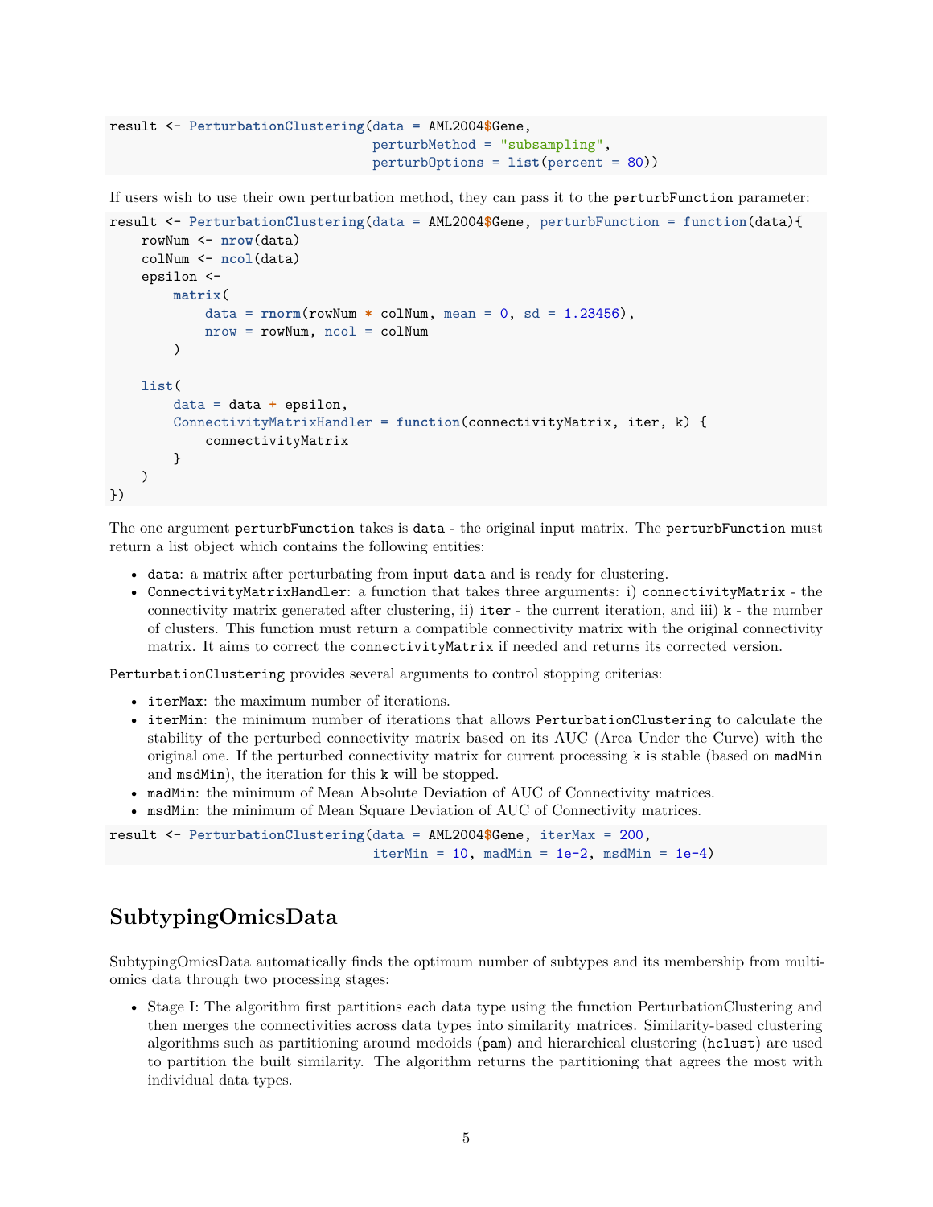```
result <- PerturbationClustering(data = AML2004$Gene,
                                 perturbMethod = "subsampling",
                                 perturbOptions = list(percent = 80))
```

If users wish to use their own perturbation method, they can pass it to the `perturbFunction` parameter:

```
result <- PerturbationClustering(data = AML2004$Gene, perturbFunction = function(data){
    rowNum <- nrow(data)
    colNum <- ncol(data)
    epsilon <-
        matrix(
            data = rnorm(rowNum * colNum, mean = 0, sd = 1.23456),
            nrow = rowNum, ncol = colNum
        )

    list(
        data = data + epsilon,
        ConnectivityMatrixHandler = function(connectivityMatrix, iter, k) {
            connectivityMatrix
        }
    )
})
```

The one argument `perturbFunction` takes is `data` - the original input matrix. The `perturbFunction` must return a list object which contains the following entities:

- `data`: a matrix after perturbating from input `data` and is ready for clustering.
- `ConnectivityMatrixHandler`: a function that takes three arguments: i) `connectivityMatrix` - the connectivity matrix generated after clustering, ii) `iter` - the current iteration, and iii) `k` - the number of clusters. This function must return a compatible connectivity matrix with the original connectivity matrix. It aims to correct the `connectivityMatrix` if needed and returns its corrected version.

`PerturbationClustering` provides several arguments to control stopping criterias:

- `iterMax`: the maximum number of iterations.
- `iterMin`: the minimum number of iterations that allows `PerturbationClustering` to calculate the stability of the perturbed connectivity matrix based on its AUC (Area Under the Curve) with the original one. If the perturbed connectivity matrix for current processing `k` is stable (based on `madMin` and `msdMin`), the iteration for this `k` will be stopped.
- `madMin`: the minimum of Mean Absolute Deviation of AUC of Connectivity matrices.
- `msdMin`: the minimum of Mean Square Deviation of AUC of Connectivity matrices.

```
result <- PerturbationClustering(data = AML2004$Gene, iterMax = 200,
                                 iterMin = 10, madMin = 1e-2, msdMin = 1e-4)
```

## SubtypingOmicsData

SubtypingOmicsData automatically finds the optimum number of subtypes and its membership from multi-omics data through two processing stages:

- Stage I: The algorithm first partitions each data type using the function PerturbationClustering and then merges the connectivities across data types into similarity matrices. Similarity-based clustering algorithms such as partitioning around medoids (`pam`) and hierarchical clustering (`hclust`) are used to partition the built similarity. The algorithm returns the partitioning that agrees the most with individual data types.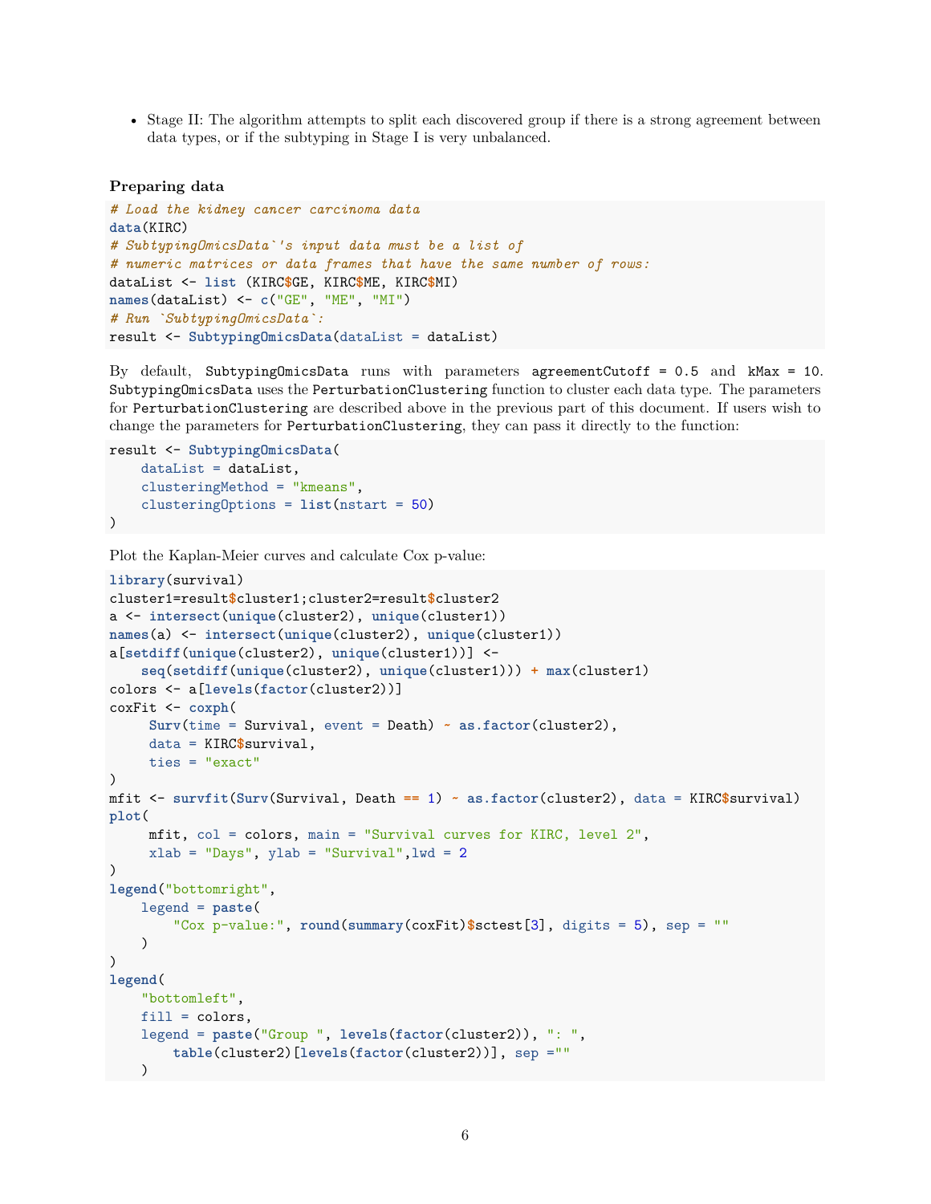- Stage II: The algorithm attempts to split each discovered group if there is a strong agreement between data types, or if the subtyping in Stage I is very unbalanced.

### Preparing data

```
# Load the kidney cancer carcinoma data
data(KIRC)
# SubtypingOmicsData`'s input data must be a list of
# numeric matrices or data frames that have the same number of rows:
dataList <- list (KIRC$GE, KIRC$ME, KIRC$MI)
names(dataList) <- c("GE", "ME", "MI")
# Run `SubtypingOmicsData`:
result <- SubtypingOmicsData(dataList = dataList)
```

By default, `SubtypingOmicsData` runs with parameters `agreementCutoff = 0.5` and `kMax = 10`. `SubtypingOmicsData` uses the `PerturbationClustering` function to cluster each data type. The parameters for `PerturbationClustering` are described above in the previous part of this document. If users wish to change the parameters for `PerturbationClustering`, they can pass it directly to the function:

```
result <- SubtypingOmicsData(
    dataList = dataList,
    clusteringMethod = "kmeans",
    clusteringOptions = list(nstart = 50)
)
```

Plot the Kaplan-Meier curves and calculate Cox p-value:

```
library(survival)
cluster1=result$cluster1;cluster2=result$cluster2
a <- intersect(unique(cluster2), unique(cluster1))
names(a) <- intersect(unique(cluster2), unique(cluster1))
a[setdiff(unique(cluster2), unique(cluster1))] <-
    seq(setdiff(unique(cluster2), unique(cluster1))) + max(cluster1)
colors <- a[levels(factor(cluster2))]
coxFit <- coxph(
     Surv(time = Survival, event = Death) ~ as.factor(cluster2),
     data = KIRC$survival,
     ties = "exact"
)
mfit <- survfit(Surv(Survival, Death == 1) ~ as.factor(cluster2), data = KIRC$survival)
plot(
     mfit, col = colors, main = "Survival curves for KIRC, level 2",
     xlab = "Days", ylab = "Survival",lwd = 2
)
legend("bottomright",
    legend = paste(
        "Cox p-value:", round(summary(coxFit)$sctest[3], digits = 5), sep = ""
    )
)
legend(
    "bottomleft",
    fill = colors,
    legend = paste("Group ", levels(factor(cluster2)), ": ",
        table(cluster2)[levels(factor(cluster2))], sep =""
    )
```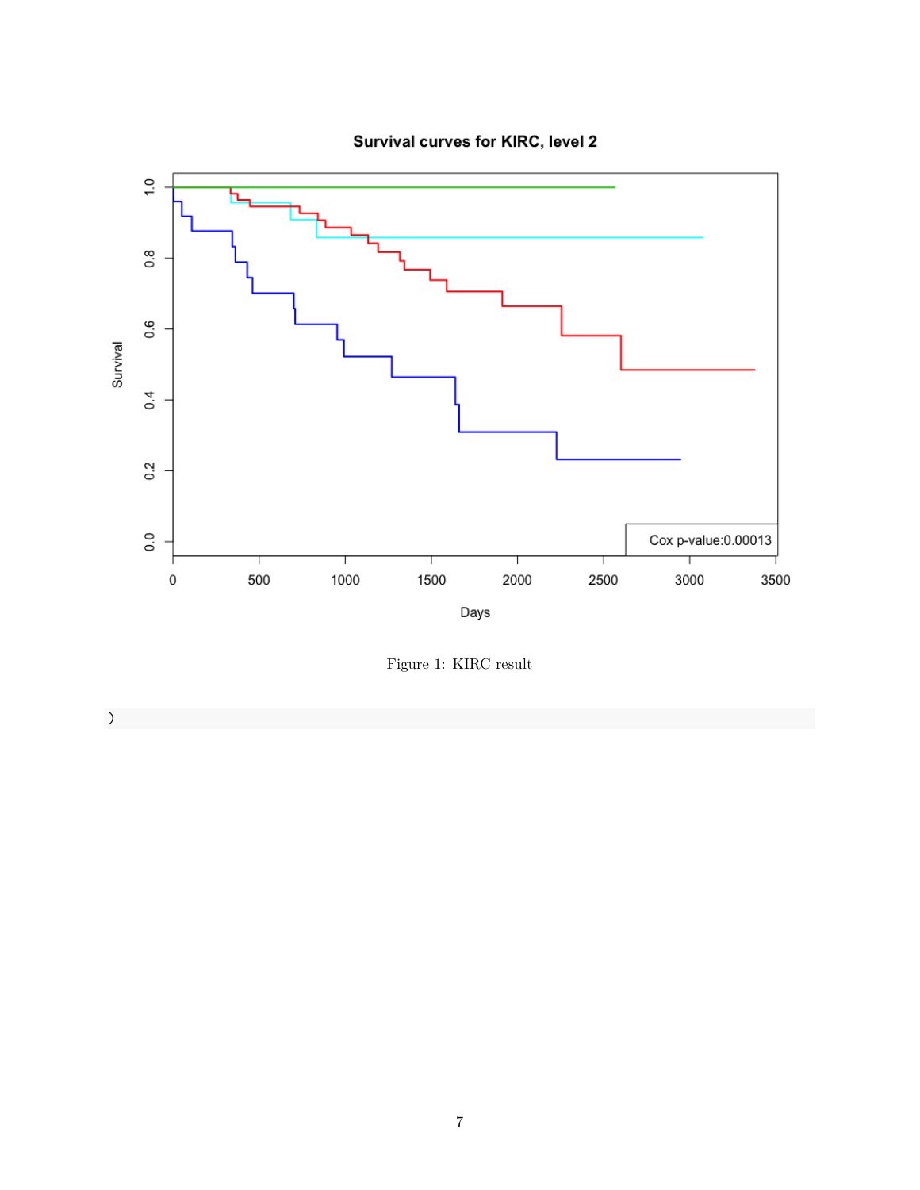Figure 1: KIRC result

```
)
```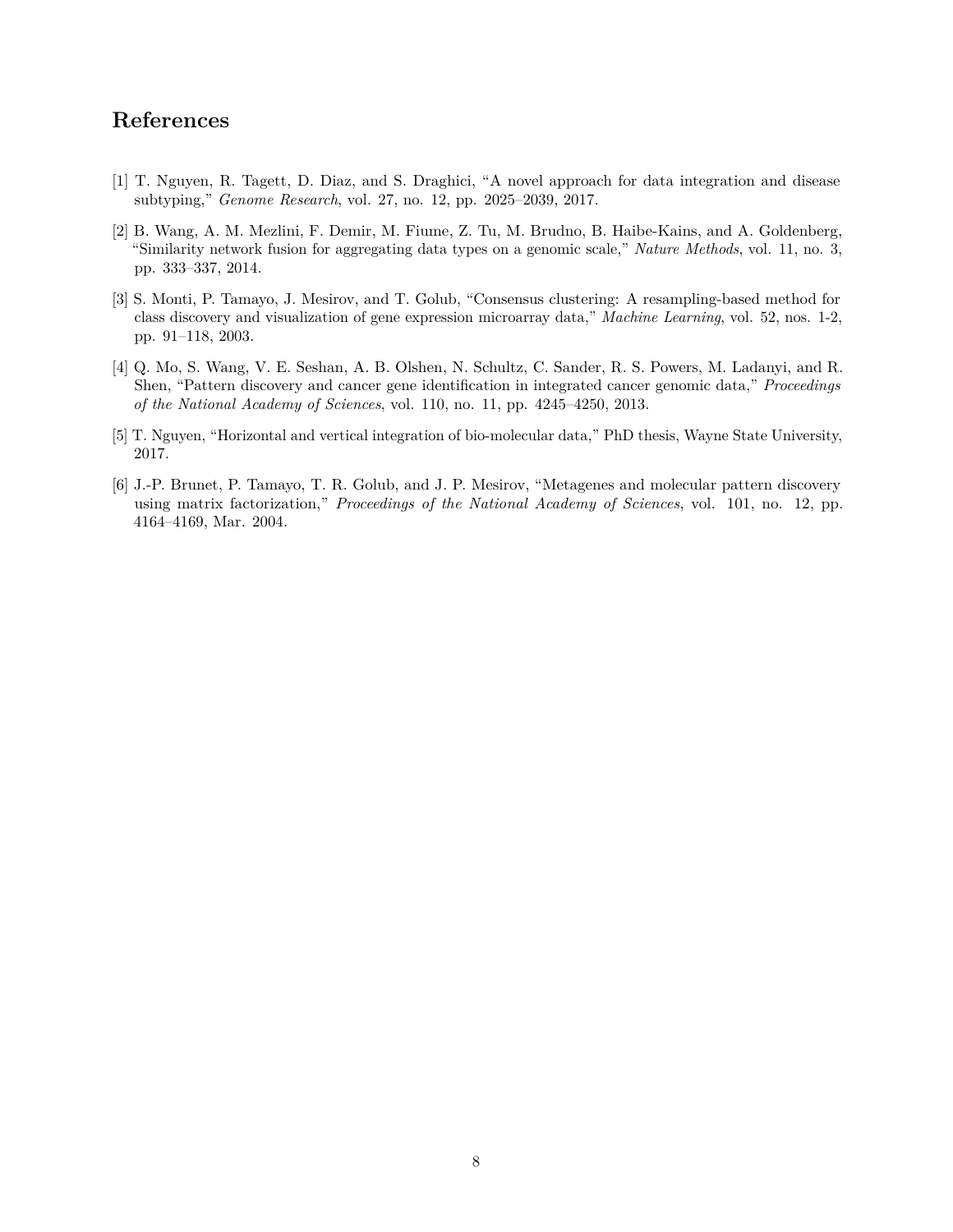# References

[1] T. Nguyen, R. Tagett, D. Diaz, and S. Draghici, "A novel approach for data integration and disease subtyping," *Genome Research*, vol. 27, no. 12, pp. 2025–2039, 2017.

[2] B. Wang, A. M. Mezlini, F. Demir, M. Fiume, Z. Tu, M. Brudno, B. Haibe-Kains, and A. Goldenberg, "Similarity network fusion for aggregating data types on a genomic scale," *Nature Methods*, vol. 11, no. 3, pp. 333–337, 2014.

[3] S. Monti, P. Tamayo, J. Mesirov, and T. Golub, "Consensus clustering: A resampling-based method for class discovery and visualization of gene expression microarray data," *Machine Learning*, vol. 52, nos. 1-2, pp. 91–118, 2003.

[4] Q. Mo, S. Wang, V. E. Seshan, A. B. Olshen, N. Schultz, C. Sander, R. S. Powers, M. Ladanyi, and R. Shen, "Pattern discovery and cancer gene identification in integrated cancer genomic data," *Proceedings of the National Academy of Sciences*, vol. 110, no. 11, pp. 4245–4250, 2013.

[5] T. Nguyen, "Horizontal and vertical integration of bio-molecular data," PhD thesis, Wayne State University, 2017.

[6] J.-P. Brunet, P. Tamayo, T. R. Golub, and J. P. Mesirov, "Metagenes and molecular pattern discovery using matrix factorization," *Proceedings of the National Academy of Sciences*, vol. 101, no. 12, pp. 4164–4169, Mar. 2004.